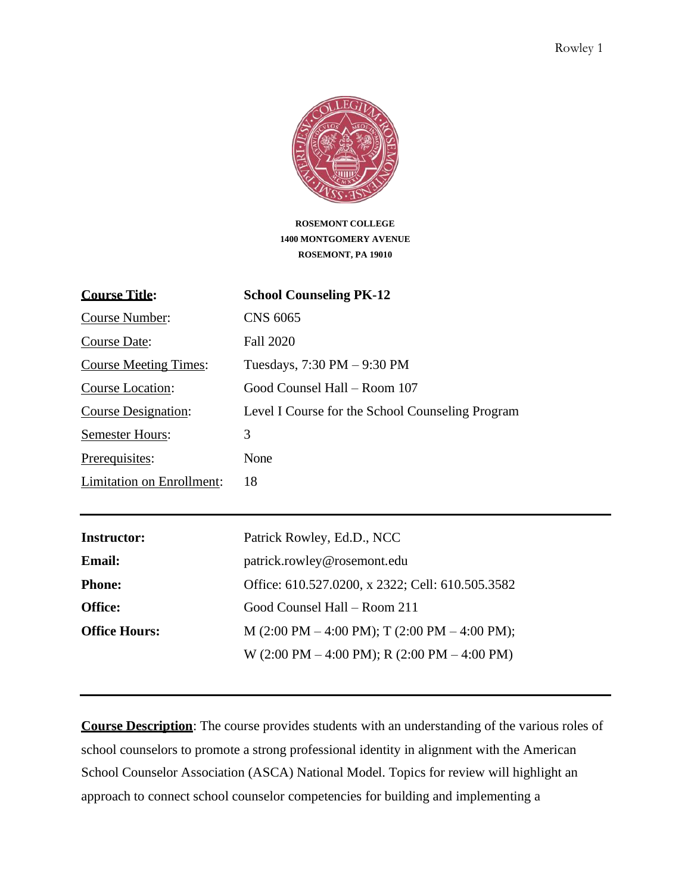**ROSEMONT COLLEGE**
**1400 MONTGOMERY AVENUE**
**ROSEMONT, PA 19010**

| | |
|---|---|
| **Course Title:** | **School Counseling PK-12** |
| Course Number: | CNS 6065 |
| Course Date: | Fall 2020 |
| Course Meeting Times: | Tuesdays, 7:30 PM – 9:30 PM |
| Course Location: | Good Counsel Hall – Room 107 |
| Course Designation: | Level I Course for the School Counseling Program |
| Semester Hours: | 3 |
| Prerequisites: | None |
| Limitation on Enrollment: | 18 |

---

| | |
|---|---|
| **Instructor:** | Patrick Rowley, Ed.D., NCC |
| **Email:** | patrick.rowley@rosemont.edu |
| **Phone:** | Office: 610.527.0200, x 2322; Cell: 610.505.3582 |
| **Office:** | Good Counsel Hall – Room 211 |
| **Office Hours:** | M (2:00 PM – 4:00 PM); T (2:00 PM – 4:00 PM); W (2:00 PM – 4:00 PM); R (2:00 PM – 4:00 PM) |

---

**Course Description**: The course provides students with an understanding of the various roles of school counselors to promote a strong professional identity in alignment with the American School Counselor Association (ASCA) National Model. Topics for review will highlight an approach to connect school counselor competencies for building and implementing a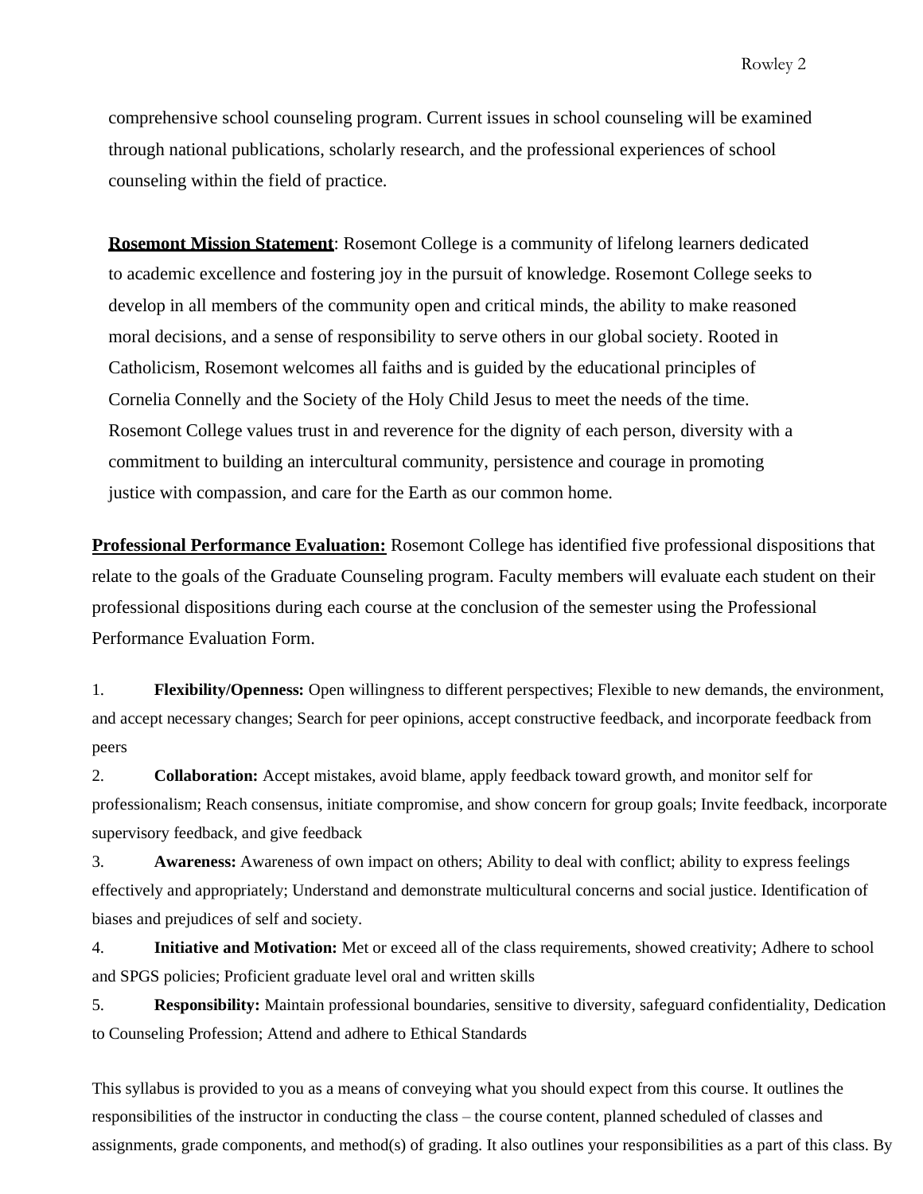comprehensive school counseling program. Current issues in school counseling will be examined through national publications, scholarly research, and the professional experiences of school counseling within the field of practice.

**Rosemont Mission Statement**: Rosemont College is a community of lifelong learners dedicated to academic excellence and fostering joy in the pursuit of knowledge. Rosemont College seeks to develop in all members of the community open and critical minds, the ability to make reasoned moral decisions, and a sense of responsibility to serve others in our global society. Rooted in Catholicism, Rosemont welcomes all faiths and is guided by the educational principles of Cornelia Connelly and the Society of the Holy Child Jesus to meet the needs of the time. Rosemont College values trust in and reverence for the dignity of each person, diversity with a commitment to building an intercultural community, persistence and courage in promoting justice with compassion, and care for the Earth as our common home.

**Professional Performance Evaluation:** Rosemont College has identified five professional dispositions that relate to the goals of the Graduate Counseling program. Faculty members will evaluate each student on their professional dispositions during each course at the conclusion of the semester using the Professional Performance Evaluation Form.

1. **Flexibility/Openness:** Open willingness to different perspectives; Flexible to new demands, the environment, and accept necessary changes; Search for peer opinions, accept constructive feedback, and incorporate feedback from peers
2. **Collaboration:** Accept mistakes, avoid blame, apply feedback toward growth, and monitor self for professionalism; Reach consensus, initiate compromise, and show concern for group goals; Invite feedback, incorporate supervisory feedback, and give feedback
3. **Awareness:** Awareness of own impact on others; Ability to deal with conflict; ability to express feelings effectively and appropriately; Understand and demonstrate multicultural concerns and social justice. Identification of biases and prejudices of self and society.
4. **Initiative and Motivation:** Met or exceed all of the class requirements, showed creativity; Adhere to school and SPGS policies; Proficient graduate level oral and written skills
5. **Responsibility:** Maintain professional boundaries, sensitive to diversity, safeguard confidentiality, Dedication to Counseling Profession; Attend and adhere to Ethical Standards

This syllabus is provided to you as a means of conveying what you should expect from this course. It outlines the responsibilities of the instructor in conducting the class – the course content, planned scheduled of classes and assignments, grade components, and method(s) of grading. It also outlines your responsibilities as a part of this class. By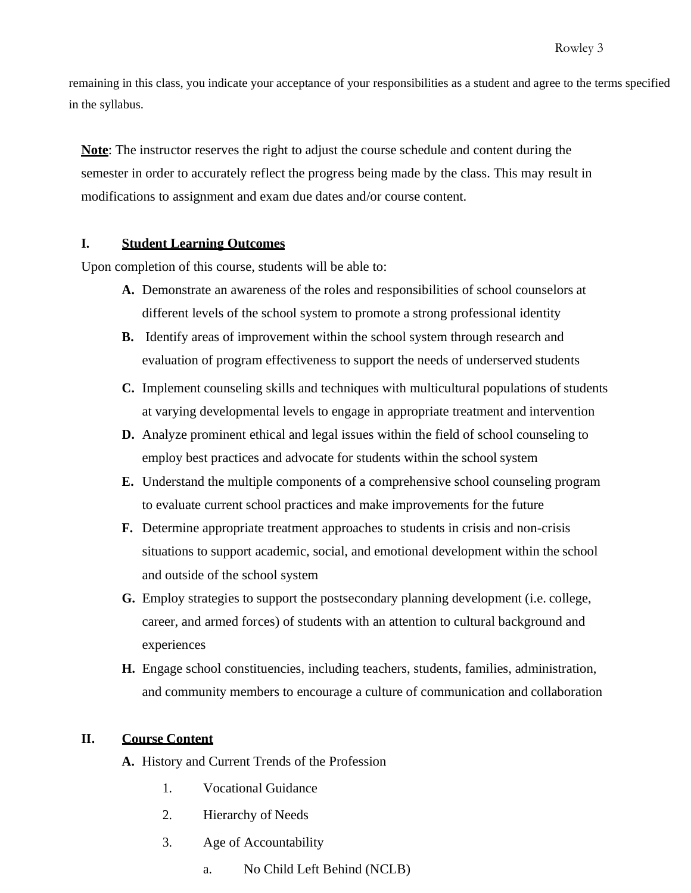remaining in this class, you indicate your acceptance of your responsibilities as a student and agree to the terms specified in the syllabus.

**<u>Note</u>**: The instructor reserves the right to adjust the course schedule and content during the semester in order to accurately reflect the progress being made by the class. This may result in modifications to assignment and exam due dates and/or course content.

## I. <u>Student Learning Outcomes</u>

Upon completion of this course, students will be able to:

- **A.** Demonstrate an awareness of the roles and responsibilities of school counselors at different levels of the school system to promote a strong professional identity
- **B.** Identify areas of improvement within the school system through research and evaluation of program effectiveness to support the needs of underserved students
- **C.** Implement counseling skills and techniques with multicultural populations of students at varying developmental levels to engage in appropriate treatment and intervention
- **D.** Analyze prominent ethical and legal issues within the field of school counseling to employ best practices and advocate for students within the school system
- **E.** Understand the multiple components of a comprehensive school counseling program to evaluate current school practices and make improvements for the future
- **F.** Determine appropriate treatment approaches to students in crisis and non-crisis situations to support academic, social, and emotional development within the school and outside of the school system
- **G.** Employ strategies to support the postsecondary planning development (i.e. college, career, and armed forces) of students with an attention to cultural background and experiences
- **H.** Engage school constituencies, including teachers, students, families, administration, and community members to encourage a culture of communication and collaboration

## II. <u>Course Content</u>

- **A.** History and Current Trends of the Profession
  1. Vocational Guidance
  2. Hierarchy of Needs
  3. Age of Accountability
     - a. No Child Left Behind (NCLB)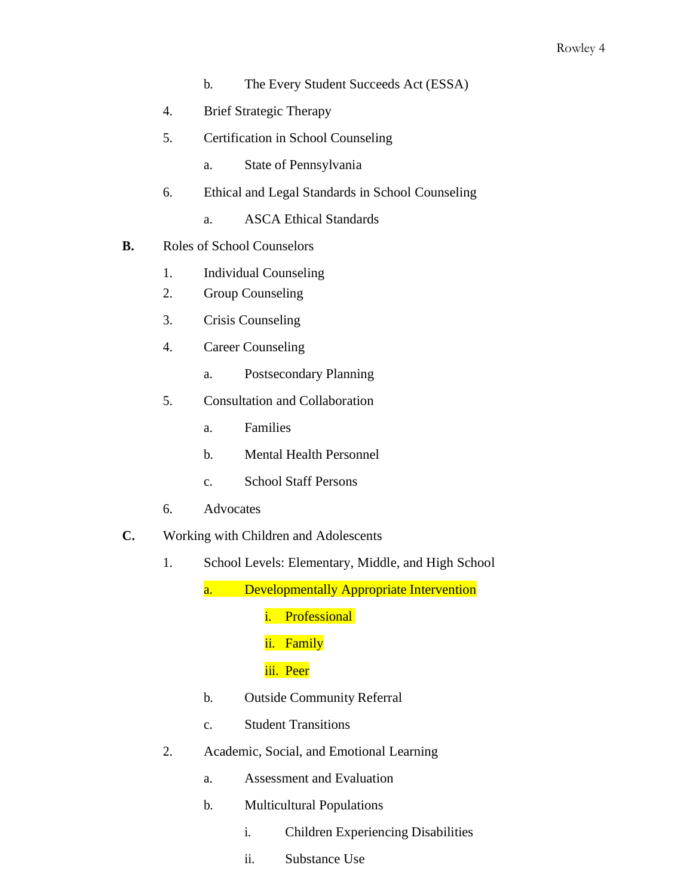b. The Every Student Succeeds Act (ESSA)

    4. Brief Strategic Therapy

    5. Certification in School Counseling

        a. State of Pennsylvania

    6. Ethical and Legal Standards in School Counseling

        a. ASCA Ethical Standards

**B.** Roles of School Counselors

    1. Individual Counseling

    2. Group Counseling

    3. Crisis Counseling

    4. Career Counseling

        a. Postsecondary Planning

    5. Consultation and Collaboration

        a. Families

        b. Mental Health Personnel

        c. School Staff Persons

    6. Advocates

**C.** Working with Children and Adolescents

    1. School Levels: Elementary, Middle, and High School

        a. Developmentally Appropriate Intervention

            i. Professional

            ii. Family

            iii. Peer

        b. Outside Community Referral

        c. Student Transitions

    2. Academic, Social, and Emotional Learning

        a. Assessment and Evaluation

        b. Multicultural Populations

            i. Children Experiencing Disabilities

            ii. Substance Use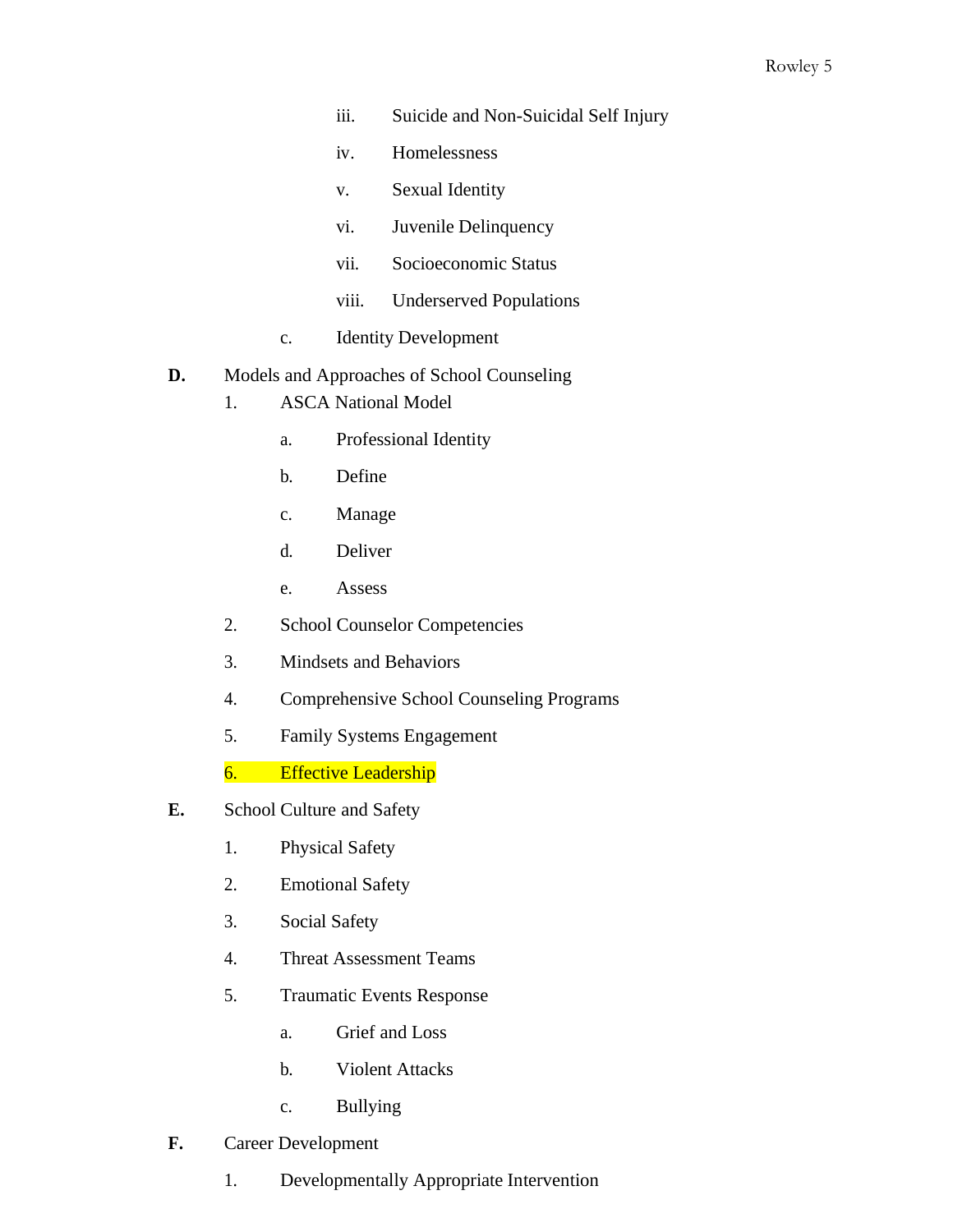iii. Suicide and Non-Suicidal Self Injury

            iv. Homelessness

            v. Sustainable Identity

iii. Suicide and Non-Suicidal Self Injury

iv. Homelessness

v. Sexual Identity

vi. Juvenile Delinquency

vii. Socioeconomic Status

viii. Underserved Populations

c. Identity Development

**D.** Models and Approaches of School Counseling

1. ASCA National Model

   a. Professional Identity

   b. Define

   c. Manage

   d. Deliver

   e. Assess

2. School Counselor Competencies

3. Mindsets and Behaviors

4. Comprehensive School Counseling Programs

5. Family Systems Engagement

6. Effective Leadership

**E.** School Culture and Safety

1. Physical Safety

2. Emotional Safety

3. Social Safety

4. Threat Assessment Teams

5. Traumatic Events Response

   a. Grief and Loss

   b. Violent Attacks

   c. Bullying

**F.** Career Development

1. Developmentally Appropriate Intervention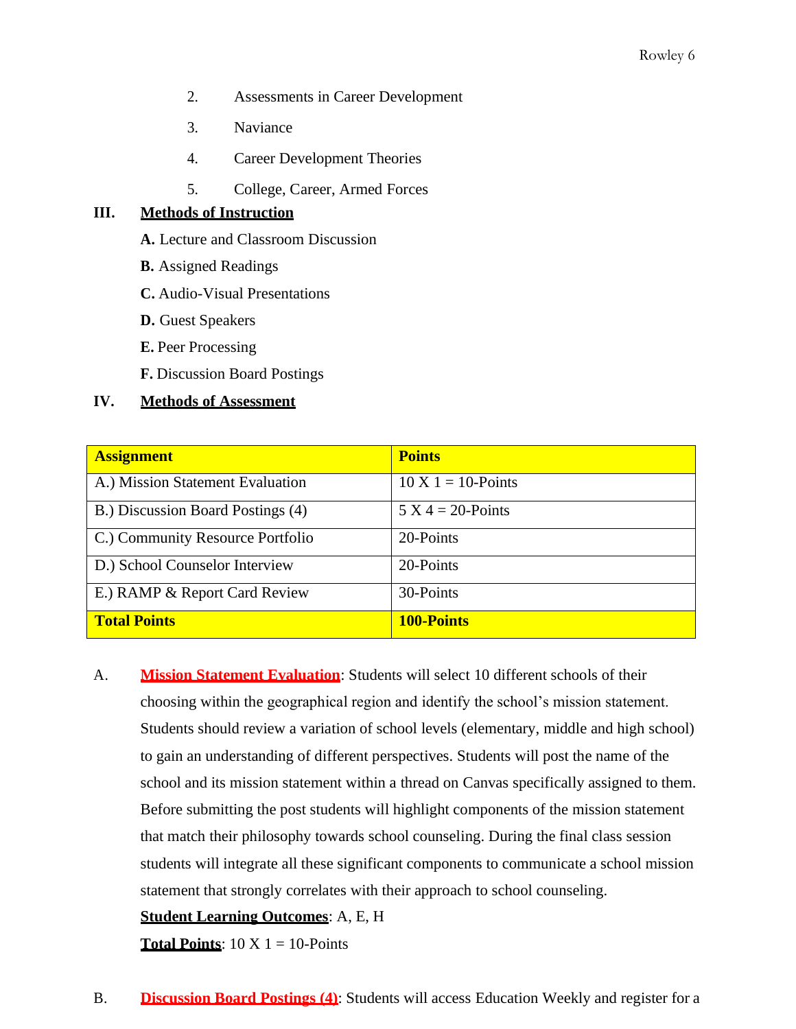2. Assessments in Career Development
3. Naviance
4. Career Development Theories
5. College, Career, Armed Forces

## III. Methods of Instruction

**A.** Lecture and Classroom Discussion

**B.** Assigned Readings

**C.** Audio-Visual Presentations

**D.** Guest Speakers

**E.** Peer Processing

**F.** Discussion Board Postings

## IV. Methods of Assessment

| Assignment | Points |
|---|---|
| A.) Mission Statement Evaluation | 10 X 1 = 10-Points |
| B.) Discussion Board Postings (4) | 5 X 4 = 20-Points |
| C.) Community Resource Portfolio | 20-Points |
| D.) School Counselor Interview | 20-Points |
| E.) RAMP & Report Card Review | 30-Points |
| **Total Points** | **100-Points** |

A. **Mission Statement Evaluation**: Students will select 10 different schools of their choosing within the geographical region and identify the school's mission statement. Students should review a variation of school levels (elementary, middle and high school) to gain an understanding of different perspectives. Students will post the name of the school and its mission statement within a thread on Canvas specifically assigned to them. Before submitting the post students will highlight components of the mission statement that match their philosophy towards school counseling. During the final class session students will integrate all these significant components to communicate a school mission statement that strongly correlates with their approach to school counseling.

**Student Learning Outcomes**: A, E, H

**Total Points**: 10 X 1 = 10-Points

B. **Discussion Board Postings (4)**: Students will access Education Weekly and register for a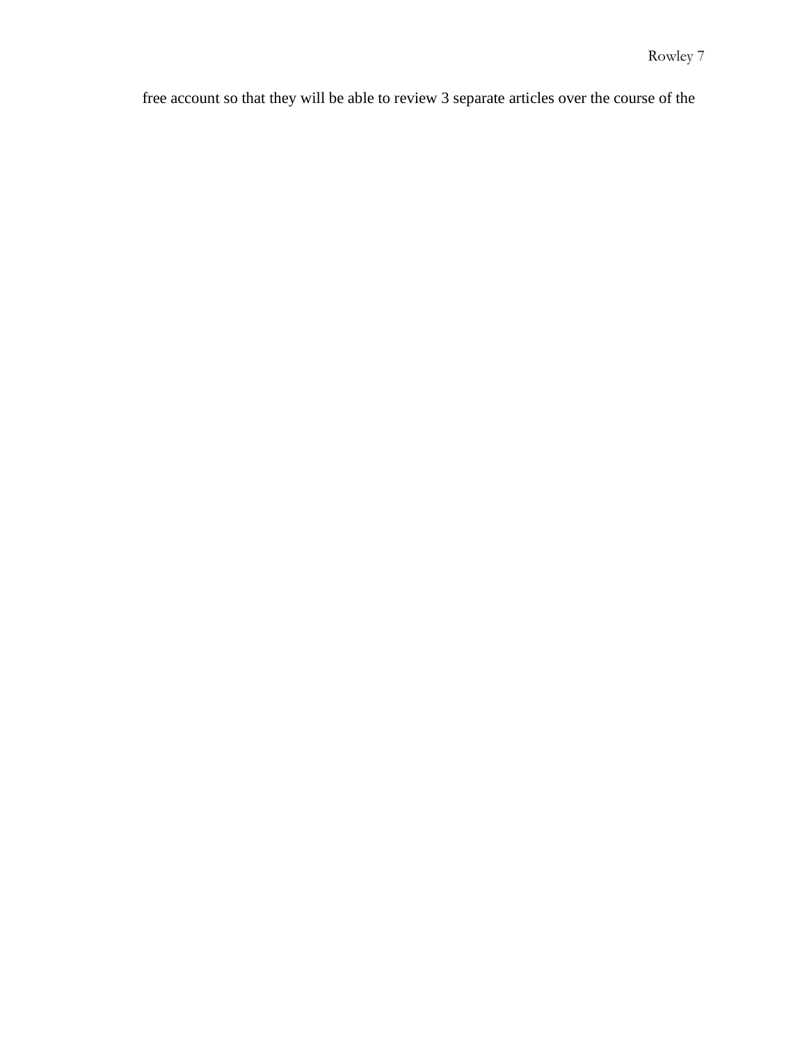free account so that they will be able to review 3 separate articles over the course of the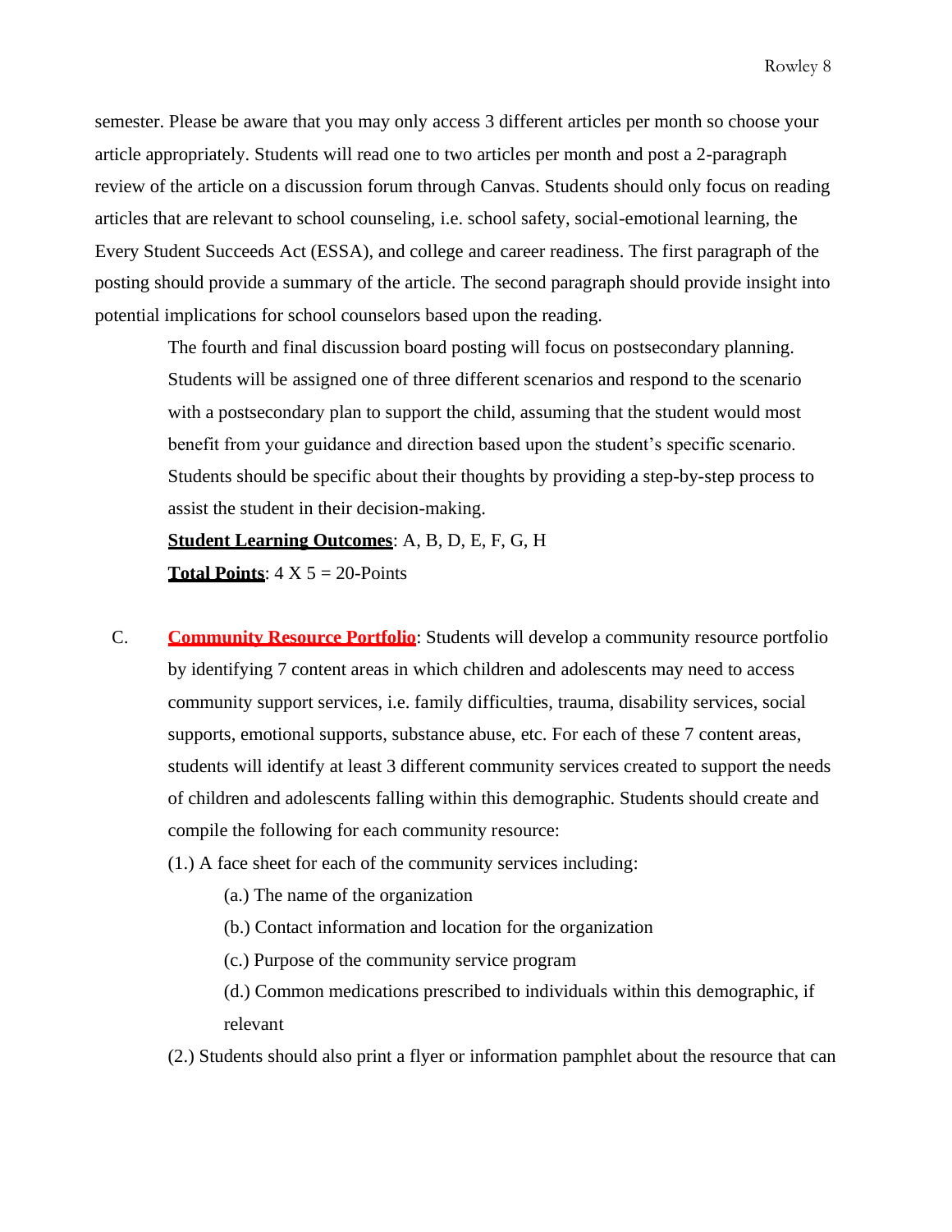semester. Please be aware that you may only access 3 different articles per month so choose your article appropriately. Students will read one to two articles per month and post a 2-paragraph review of the article on a discussion forum through Canvas. Students should only focus on reading articles that are relevant to school counseling, i.e. school safety, social-emotional learning, the Every Student Succeeds Act (ESSA), and college and career readiness. The first paragraph of the posting should provide a summary of the article. The second paragraph should provide insight into potential implications for school counselors based upon the reading.

The fourth and final discussion board posting will focus on postsecondary planning. Students will be assigned one of three different scenarios and respond to the scenario with a postsecondary plan to support the child, assuming that the student would most benefit from your guidance and direction based upon the student's specific scenario. Students should be specific about their thoughts by providing a step-by-step process to assist the student in their decision-making.

**Student Learning Outcomes**: A, B, D, E, F, G, H

**Total Points**: 4 X 5 = 20-Points

C. **Community Resource Portfolio**: Students will develop a community resource portfolio by identifying 7 content areas in which children and adolescents may need to access community support services, i.e. family difficulties, trauma, disability services, social supports, emotional supports, substance abuse, etc. For each of these 7 content areas, students will identify at least 3 different community services created to support the needs of children and adolescents falling within this demographic. Students should create and compile the following for each community resource:

(1.) A face sheet for each of the community services including:

- (a.) The name of the organization
- (b.) Contact information and location for the organization
- (c.) Purpose of the community service program
- (d.) Common medications prescribed to individuals within this demographic, if relevant

(2.) Students should also print a flyer or information pamphlet about the resource that can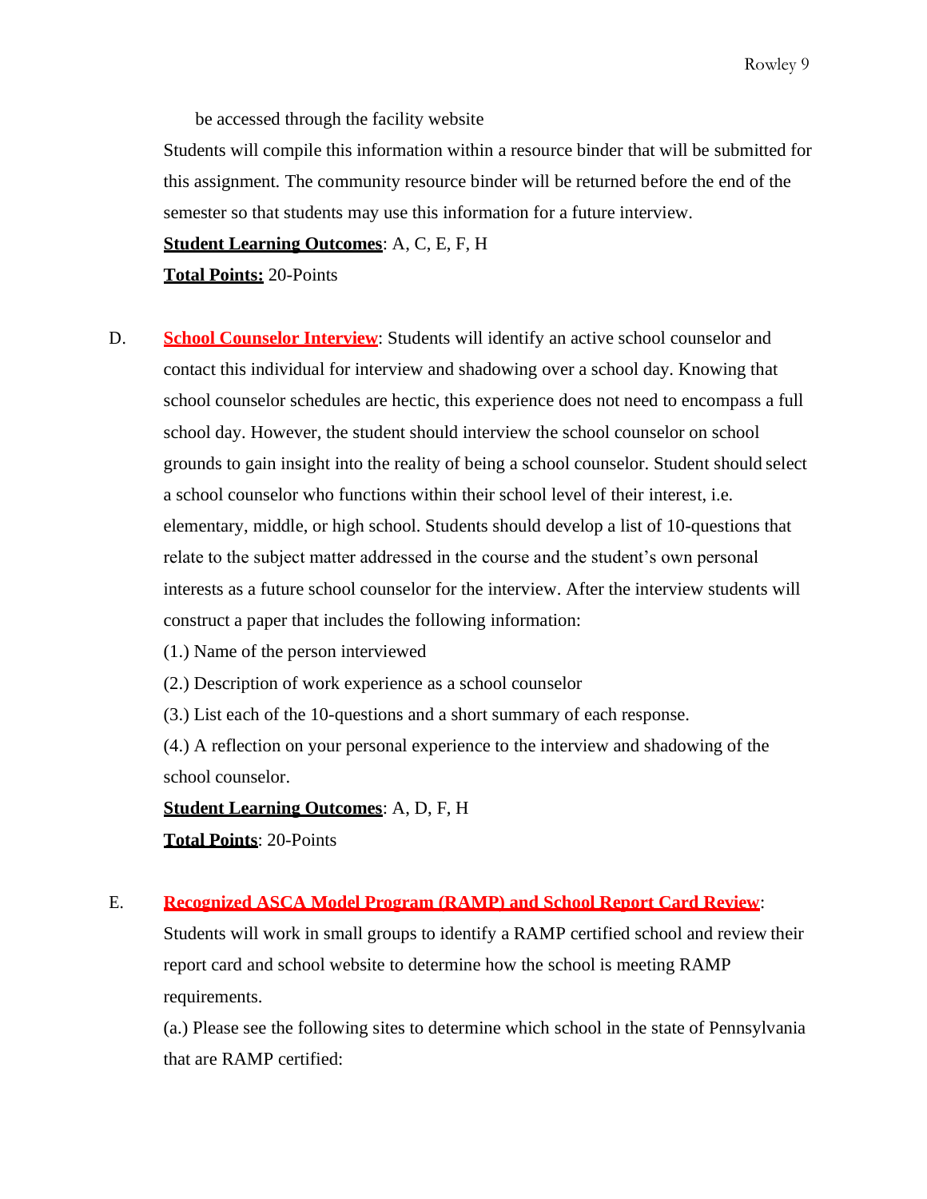be accessed through the facility website

Students will compile this information within a resource binder that will be submitted for this assignment. The community resource binder will be returned before the end of the semester so that students may use this information for a future interview.

**Student Learning Outcomes**: A, C, E, F, H

**Total Points:** 20-Points

D. **School Counselor Interview**: Students will identify an active school counselor and contact this individual for interview and shadowing over a school day. Knowing that school counselor schedules are hectic, this experience does not need to encompass a full school day. However, the student should interview the school counselor on school grounds to gain insight into the reality of being a school counselor. Student should select a school counselor who functions within their school level of their interest, i.e. elementary, middle, or high school. Students should develop a list of 10-questions that relate to the subject matter addressed in the course and the student's own personal interests as a future school counselor for the interview. After the interview students will construct a paper that includes the following information:

(1.) Name of the person interviewed

(2.) Description of work experience as a school counselor

(3.) List each of the 10-questions and a short summary of each response.

(4.) A reflection on your personal experience to the interview and shadowing of the school counselor.

**Student Learning Outcomes**: A, D, F, H

**Total Points**: 20-Points

E. **Recognized ASCA Model Program (RAMP) and School Report Card Review**: Students will work in small groups to identify a RAMP certified school and review their report card and school website to determine how the school is meeting RAMP requirements.

(a.) Please see the following sites to determine which school in the state of Pennsylvania that are RAMP certified: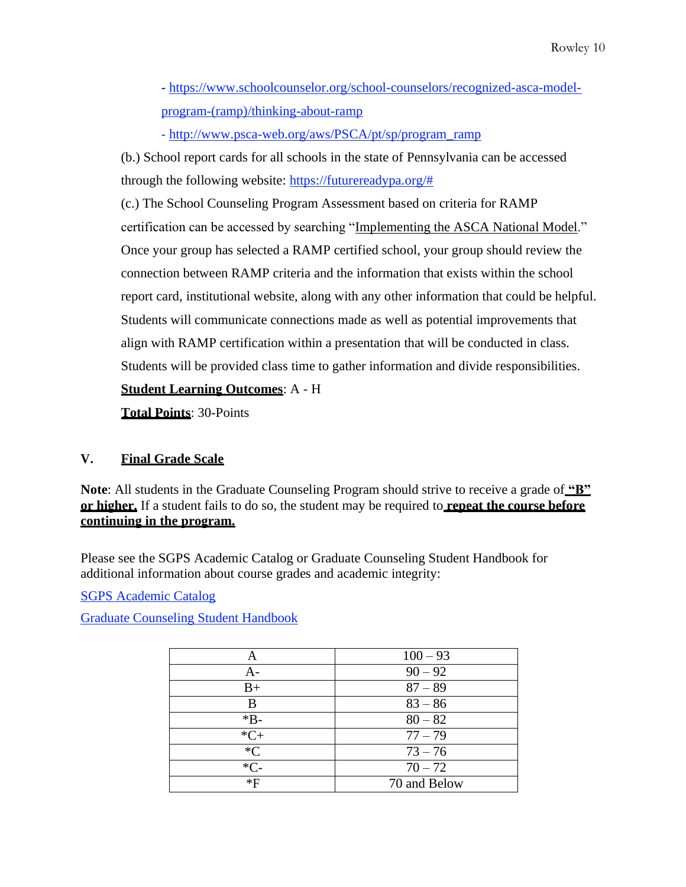- [https://www.schoolcounselor.org/school-counselors/recognized-asca-model-program-(ramp)/thinking-about-ramp](https://www.schoolcounselor.org/school-counselors/recognized-asca-model-program-(ramp)/thinking-about-ramp)

- [http://www.psca-web.org/aws/PSCA/pt/sp/program_ramp](http://www.psca-web.org/aws/PSCA/pt/sp/program_ramp)

(b.) School report cards for all schools in the state of Pennsylvania can be accessed through the following website: [https://futurereadypa.org/#](https://futurereadypa.org/#)

(c.) The School Counseling Program Assessment based on criteria for RAMP certification can be accessed by searching "Implementing the ASCA National Model." Once your group has selected a RAMP certified school, your group should review the connection between RAMP criteria and the information that exists within the school report card, institutional website, along with any other information that could be helpful. Students will communicate connections made as well as potential improvements that align with RAMP certification within a presentation that will be conducted in class. Students will be provided class time to gather information and divide responsibilities.

**Student Learning Outcomes**: A - H

**Total Points**: 30-Points

## V. Final Grade Scale

**Note**: All students in the Graduate Counseling Program should strive to receive a grade of **"B" or higher.** If a student fails to do so, the student may be required to **repeat the course before continuing in the program.**

Please see the SGPS Academic Catalog or Graduate Counseling Student Handbook for additional information about course grades and academic integrity:

SGPS Academic Catalog

Graduate Counseling Student Handbook

| A | 100 – 93 |
|---|---|
| A- | 90 – 92 |
| B+ | 87 – 89 |
| B | 83 – 86 |
| *B- | 80 – 82 |
| *C+ | 77 – 79 |
| *C | 73 – 76 |
| *C- | 70 – 72 |
| *F | 70 and Below |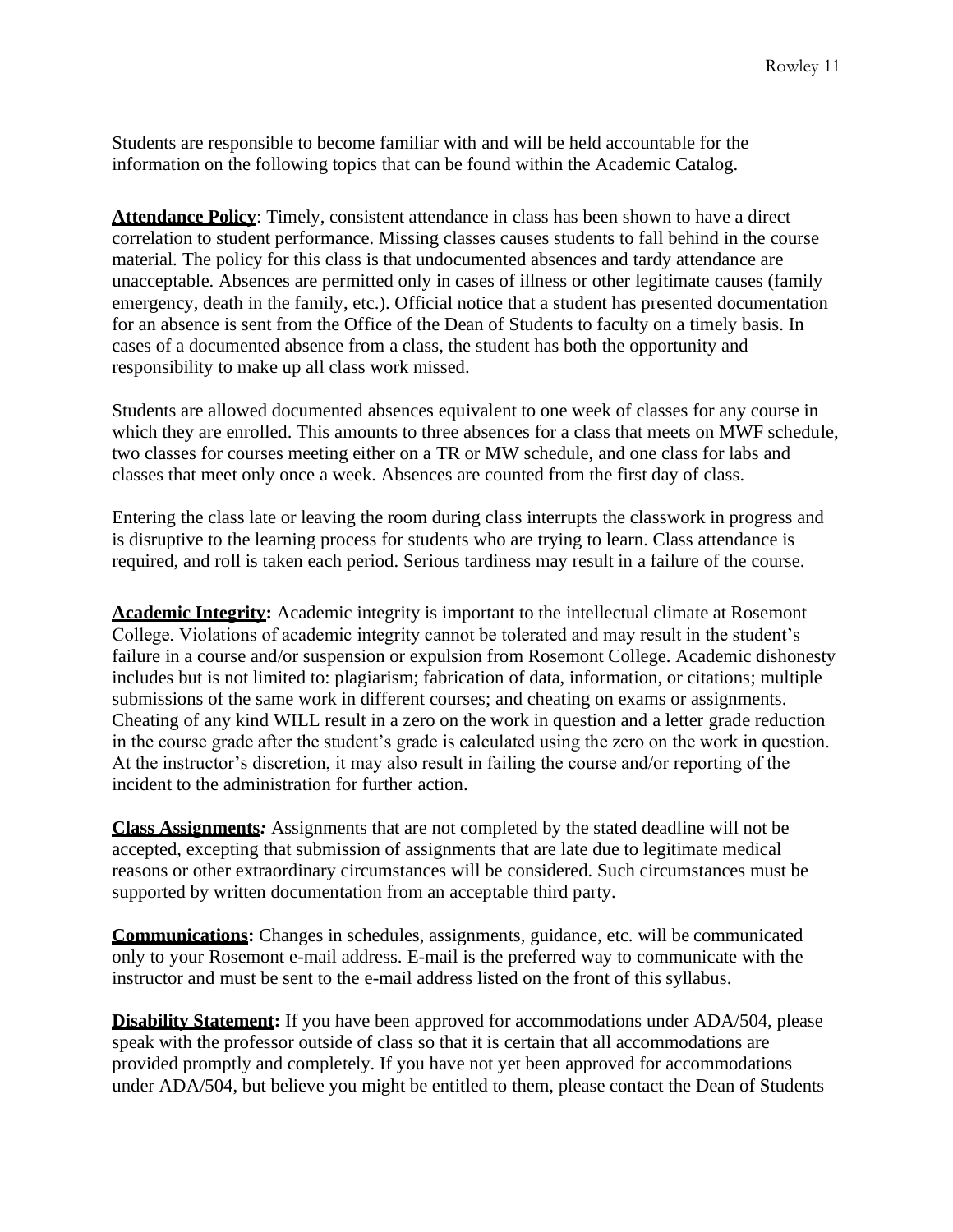Students are responsible to become familiar with and will be held accountable for the information on the following topics that can be found within the Academic Catalog.

**Attendance Policy**: Timely, consistent attendance in class has been shown to have a direct correlation to student performance. Missing classes causes students to fall behind in the course material. The policy for this class is that undocumented absences and tardy attendance are unacceptable. Absences are permitted only in cases of illness or other legitimate causes (family emergency, death in the family, etc.). Official notice that a student has presented documentation for an absence is sent from the Office of the Dean of Students to faculty on a timely basis. In cases of a documented absence from a class, the student has both the opportunity and responsibility to make up all class work missed.

Students are allowed documented absences equivalent to one week of classes for any course in which they are enrolled. This amounts to three absences for a class that meets on MWF schedule, two classes for courses meeting either on a TR or MW schedule, and one class for labs and classes that meet only once a week. Absences are counted from the first day of class.

Entering the class late or leaving the room during class interrupts the classwork in progress and is disruptive to the learning process for students who are trying to learn. Class attendance is required, and roll is taken each period. Serious tardiness may result in a failure of the course.

**Academic Integrity:** Academic integrity is important to the intellectual climate at Rosemont College. Violations of academic integrity cannot be tolerated and may result in the student's failure in a course and/or suspension or expulsion from Rosemont College. Academic dishonesty includes but is not limited to: plagiarism; fabrication of data, information, or citations; multiple submissions of the same work in different courses; and cheating on exams or assignments. Cheating of any kind WILL result in a zero on the work in question and a letter grade reduction in the course grade after the student's grade is calculated using the zero on the work in question. At the instructor's discretion, it may also result in failing the course and/or reporting of the incident to the administration for further action.

**Class Assignments***:* Assignments that are not completed by the stated deadline will not be accepted, excepting that submission of assignments that are late due to legitimate medical reasons or other extraordinary circumstances will be considered. Such circumstances must be supported by written documentation from an acceptable third party.

**Communications:** Changes in schedules, assignments, guidance, etc. will be communicated only to your Rosemont e-mail address. E-mail is the preferred way to communicate with the instructor and must be sent to the e-mail address listed on the front of this syllabus.

**Disability Statement:** If you have been approved for accommodations under ADA/504, please speak with the professor outside of class so that it is certain that all accommodations are provided promptly and completely. If you have not yet been approved for accommodations under ADA/504, but believe you might be entitled to them, please contact the Dean of Students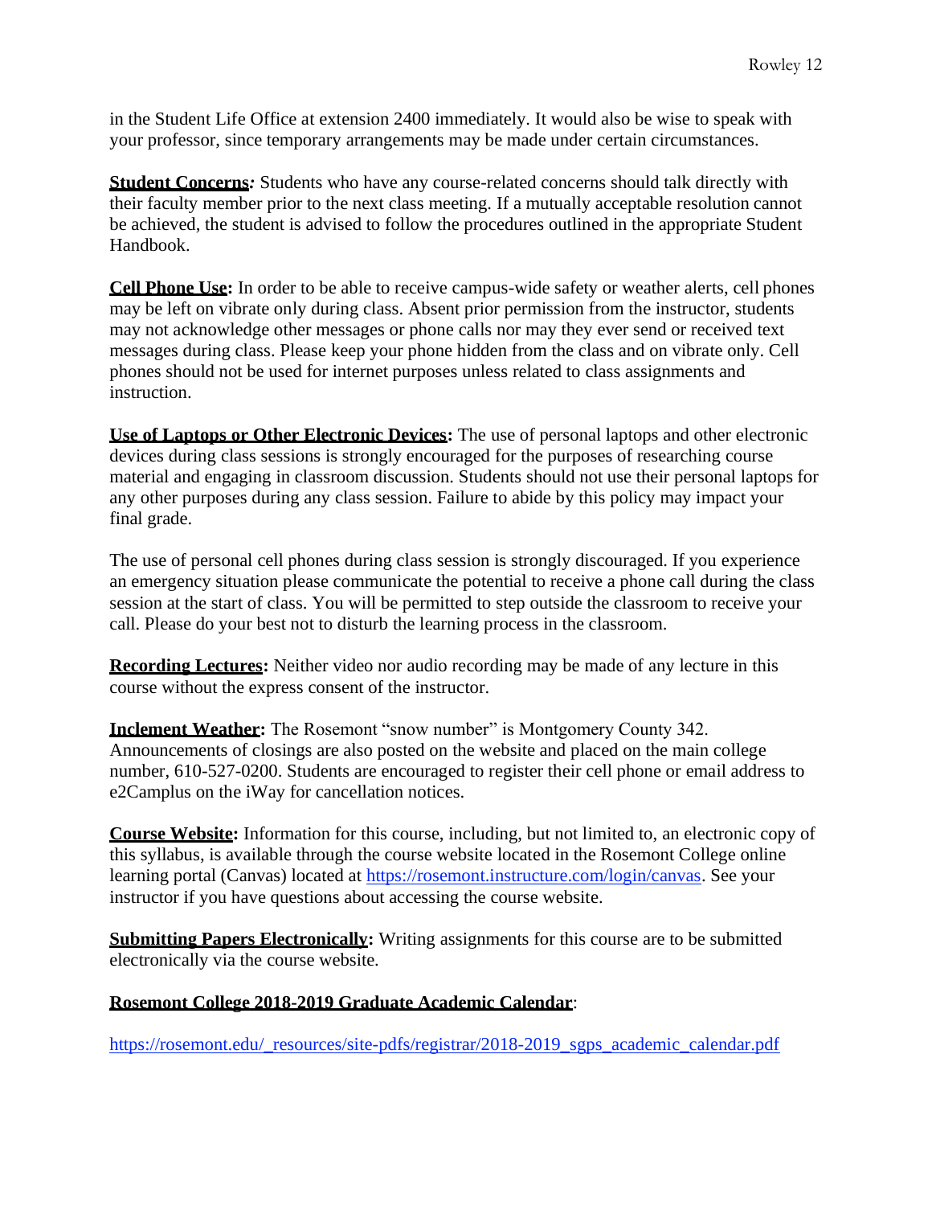in the Student Life Office at extension 2400 immediately. It would also be wise to speak with your professor, since temporary arrangements may be made under certain circumstances.

**Student Concerns***:* Students who have any course-related concerns should talk directly with their faculty member prior to the next class meeting. If a mutually acceptable resolution cannot be achieved, the student is advised to follow the procedures outlined in the appropriate Student Handbook.

**Cell Phone Use:** In order to be able to receive campus-wide safety or weather alerts, cell phones may be left on vibrate only during class. Absent prior permission from the instructor, students may not acknowledge other messages or phone calls nor may they ever send or received text messages during class. Please keep your phone hidden from the class and on vibrate only. Cell phones should not be used for internet purposes unless related to class assignments and instruction.

**Use of Laptops or Other Electronic Devices:** The use of personal laptops and other electronic devices during class sessions is strongly encouraged for the purposes of researching course material and engaging in classroom discussion. Students should not use their personal laptops for any other purposes during any class session. Failure to abide by this policy may impact your final grade.

The use of personal cell phones during class session is strongly discouraged. If you experience an emergency situation please communicate the potential to receive a phone call during the class session at the start of class. You will be permitted to step outside the classroom to receive your call. Please do your best not to disturb the learning process in the classroom.

**Recording Lectures:** Neither video nor audio recording may be made of any lecture in this course without the express consent of the instructor.

**Inclement Weather:** The Rosemont "snow number" is Montgomery County 342. Announcements of closings are also posted on the website and placed on the main college number, 610-527-0200. Students are encouraged to register their cell phone or email address to e2Camplus on the iWay for cancellation notices.

**Course Website:** Information for this course, including, but not limited to, an electronic copy of this syllabus, is available through the course website located in the Rosemont College online learning portal (Canvas) located at https://rosemont.instructure.com/login/canvas. See your instructor if you have questions about accessing the course website.

**Submitting Papers Electronically:** Writing assignments for this course are to be submitted electronically via the course website.

**Rosemont College 2018-2019 Graduate Academic Calendar**:

https://rosemont.edu/_resources/site-pdfs/registrar/2018-2019_sgps_academic_calendar.pdf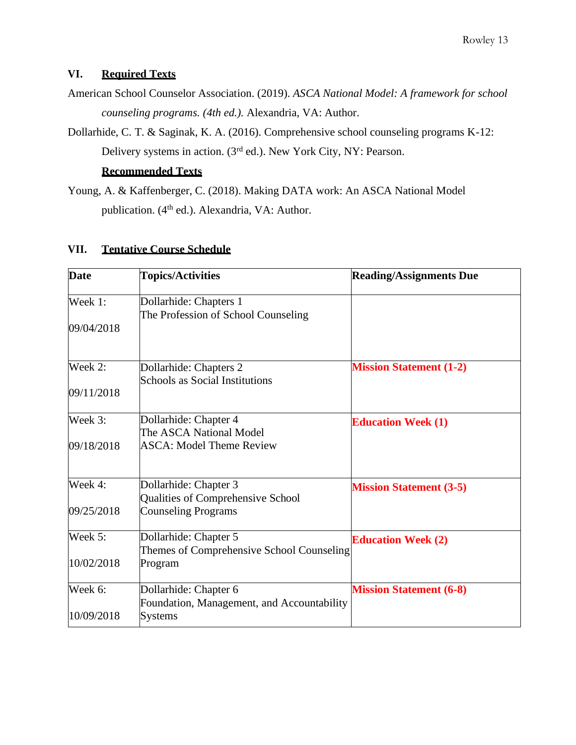## VI. Required Texts

American School Counselor Association. (2019). *ASCA National Model: A framework for school counseling programs. (4th ed.).* Alexandria, VA: Author.

Dollarhide, C. T. & Saginak, K. A. (2016). Comprehensive school counseling programs K-12: Delivery systems in action. (3rd ed.). New York City, NY: Pearson.

**Recommended Texts**

Young, A. & Kaffenberger, C. (2018). Making DATA work: An ASCA National Model publication. (4th ed.). Alexandria, VA: Author.

## VII. Tentative Course Schedule

| Date | Topics/Activities | Reading/Assignments Due |
|---|---|---|
| Week 1: 09/04/2018 | Dollarhide: Chapters 1<br>The Profession of School Counseling | |
| Week 2: 09/11/2018 | Dollarhide: Chapters 2<br>Schools as Social Institutions | **Mission Statement (1-2)** |
| Week 3: 09/18/2018 | Dollarhide: Chapter 4<br>The ASCA National Model<br>ASCA: Model Theme Review | **Education Week (1)** |
| Week 4: 09/25/2018 | Dollarhide: Chapter 3<br>Qualities of Comprehensive School Counseling Programs | **Mission Statement (3-5)** |
| Week 5: 10/02/2018 | Dollarhide: Chapter 5<br>Themes of Comprehensive School Counseling Program | **Education Week (2)** |
| Week 6: 10/09/2018 | Dollarhide: Chapter 6<br>Foundation, Management, and Accountability Systems | **Mission Statement (6-8)** |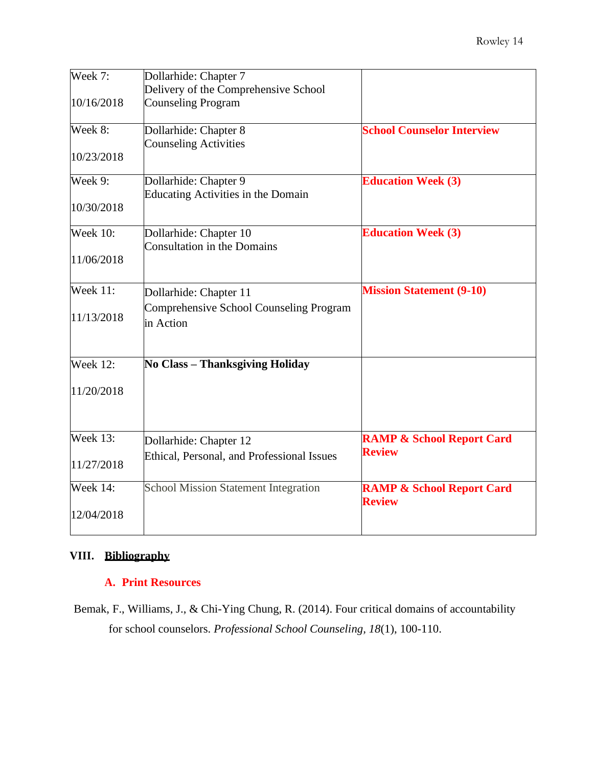| Week 7:<br><br>10/16/2018 | Dollarhide: Chapter 7<br>Delivery of the Comprehensive School Counseling Program | |
|---|---|---|
| Week 8:<br><br>10/23/2018 | Dollarhide: Chapter 8<br>Counseling Activities | **School Counselor Interview** |
| Week 9:<br><br>10/30/2018 | Dollarhide: Chapter 9<br>Educating Activities in the Domain | **Education Week (3)** |
| Week 10:<br><br>11/06/2018 | Dollarhide: Chapter 10<br>Consultation in the Domains | **Education Week (3)** |
| Week 11:<br><br>11/13/2018 | Dollarhide: Chapter 11<br>Comprehensive School Counseling Program in Action | **Mission Statement (9-10)** |
| Week 12:<br><br>11/20/2018 | **No Class – Thanksgiving Holiday** | |
| Week 13:<br><br>11/27/2018 | Dollarhide: Chapter 12<br>Ethical, Personal, and Professional Issues | **RAMP & School Report Card Review** |
| Week 14:<br><br>12/04/2018 | School Mission Statement Integration | **RAMP & School Report Card Review** |

## VIII. Bibliography

### A. Print Resources

Bemak, F., Williams, J., & Chi-Ying Chung, R. (2014). Four critical domains of accountability for school counselors. *Professional School Counseling, 18*(1), 100-110.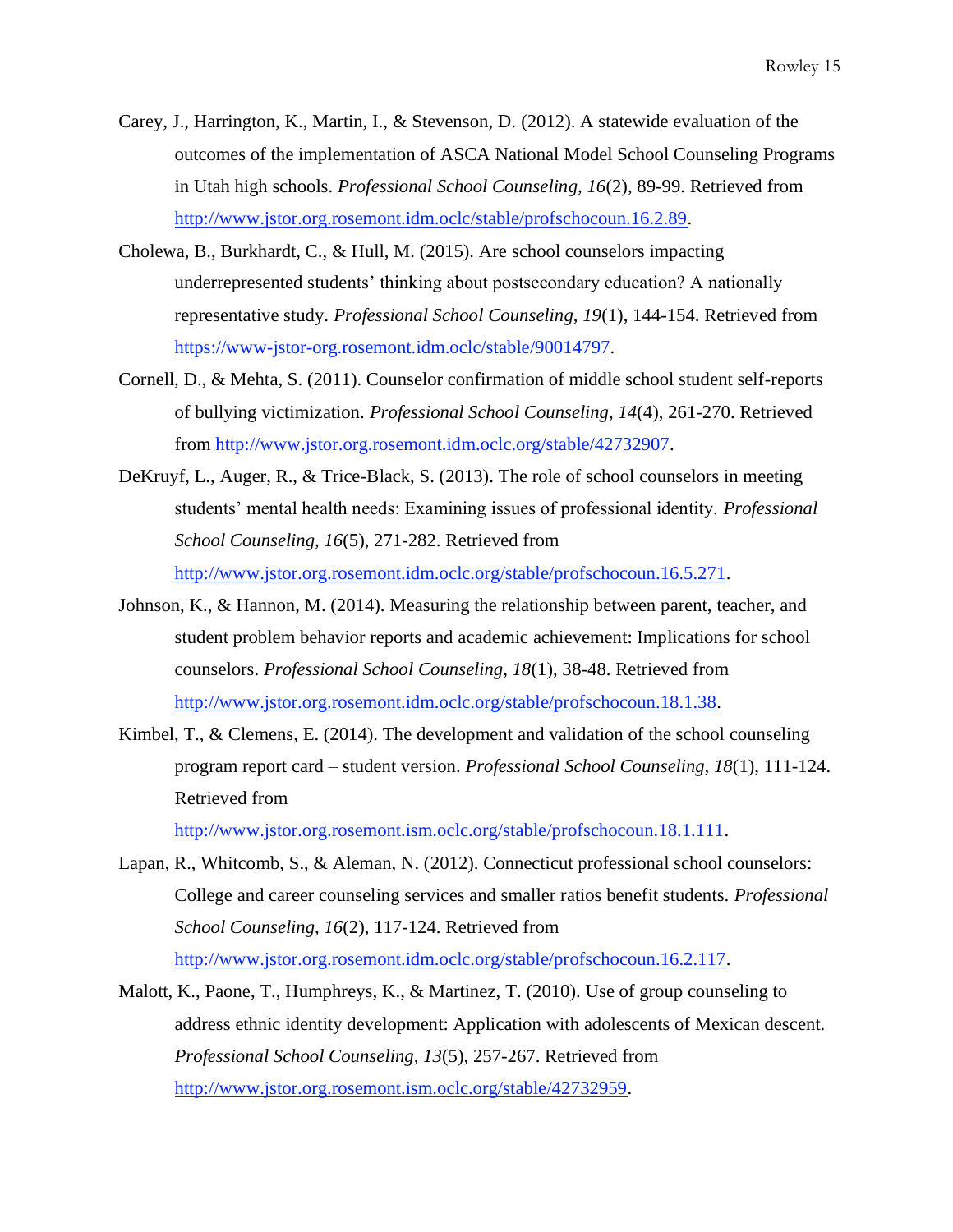Carey, J., Harrington, K., Martin, I., & Stevenson, D. (2012). A statewide evaluation of the outcomes of the implementation of ASCA National Model School Counseling Programs in Utah high schools. *Professional School Counseling, 16*(2), 89-99. Retrieved from http://www.jstor.org.rosemont.idm.oclc/stable/profschocoun.16.2.89.

Cholewa, B., Burkhardt, C., & Hull, M. (2015). Are school counselors impacting underrepresented students' thinking about postsecondary education? A nationally representative study. *Professional School Counseling, 19*(1), 144-154. Retrieved from https://www-jstor-org.rosemont.idm.oclc/stable/90014797.

Cornell, D., & Mehta, S. (2011). Counselor confirmation of middle school student self-reports of bullying victimization. *Professional School Counseling, 14*(4), 261-270. Retrieved from http://www.jstor.org.rosemont.idm.oclc.org/stable/42732907.

DeKruyf, L., Auger, R., & Trice-Black, S. (2013). The role of school counselors in meeting students' mental health needs: Examining issues of professional identity. *Professional School Counseling, 16*(5), 271-282. Retrieved from http://www.jstor.org.rosemont.idm.oclc.org/stable/profschocoun.16.5.271.

Johnson, K., & Hannon, M. (2014). Measuring the relationship between parent, teacher, and student problem behavior reports and academic achievement: Implications for school counselors. *Professional School Counseling, 18*(1), 38-48. Retrieved from http://www.jstor.org.rosemont.idm.oclc.org/stable/profschocoun.18.1.38.

Kimbel, T., & Clemens, E. (2014). The development and validation of the school counseling program report card – student version. *Professional School Counseling, 18*(1), 111-124. Retrieved from http://www.jstor.org.rosemont.ism.oclc.org/stable/profschocoun.18.1.111.

Lapan, R., Whitcomb, S., & Aleman, N. (2012). Connecticut professional school counselors: College and career counseling services and smaller ratios benefit students. *Professional School Counseling, 16*(2), 117-124. Retrieved from http://www.jstor.org.rosemont.idm.oclc.org/stable/profschocoun.16.2.117.

Malott, K., Paone, T., Humphreys, K., & Martinez, T. (2010). Use of group counseling to address ethnic identity development: Application with adolescents of Mexican descent. *Professional School Counseling, 13*(5), 257-267. Retrieved from http://www.jstor.org.rosemont.ism.oclc.org/stable/42732959.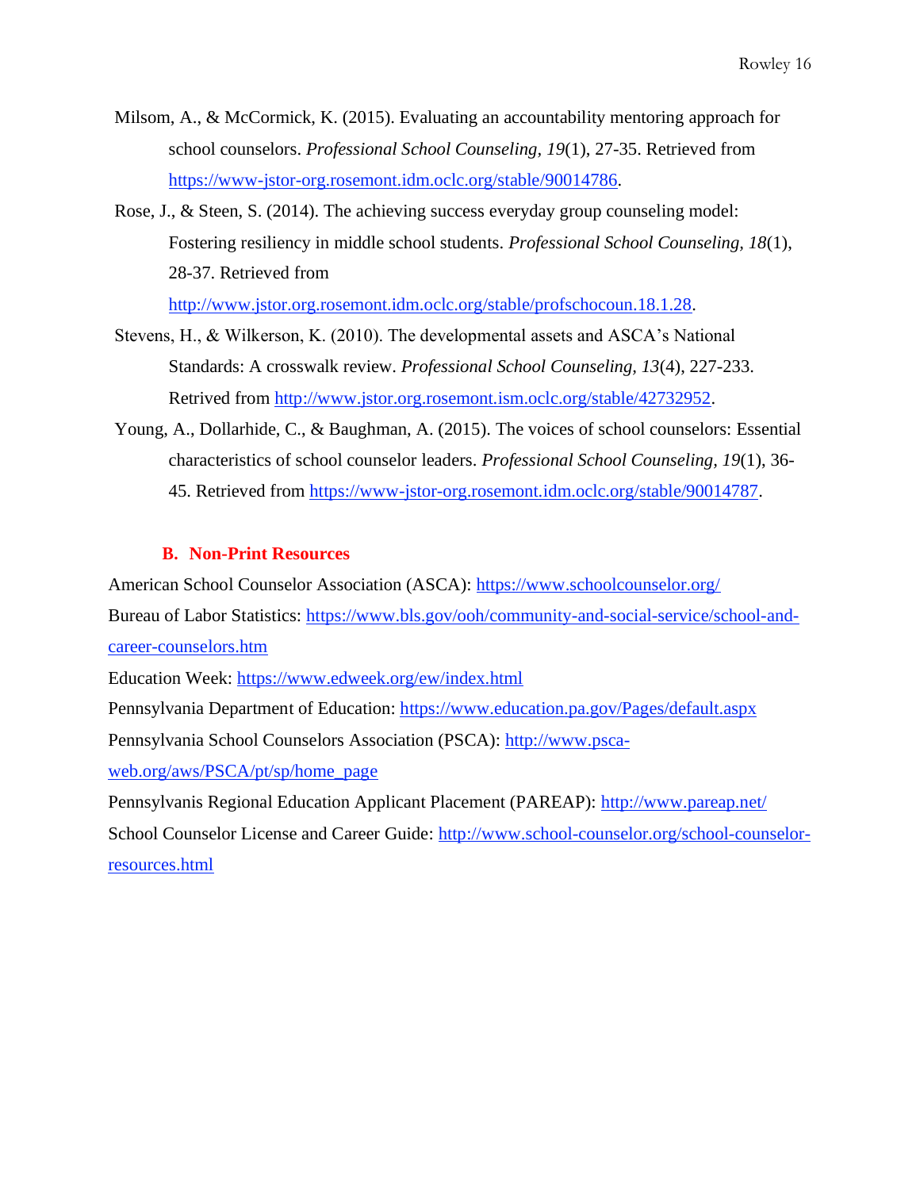Milsom, A., & McCormick, K. (2015). Evaluating an accountability mentoring approach for school counselors. *Professional School Counseling, 19*(1), 27-35. Retrieved from https://www-jstor-org.rosemont.idm.oclc.org/stable/90014786.

Rose, J., & Steen, S. (2014). The achieving success everyday group counseling model: Fostering resiliency in middle school students. *Professional School Counseling, 18*(1), 28-37. Retrieved from http://www.jstor.org.rosemont.idm.oclc.org/stable/profschocoun.18.1.28.

Stevens, H., & Wilkerson, K. (2010). The developmental assets and ASCA's National Standards: A crosswalk review. *Professional School Counseling, 13*(4), 227-233. Retrived from http://www.jstor.org.rosemont.ism.oclc.org/stable/42732952.

Young, A., Dollarhide, C., & Baughman, A. (2015). The voices of school counselors: Essential characteristics of school counselor leaders. *Professional School Counseling, 19*(1), 36-45. Retrieved from https://www-jstor-org.rosemont.idm.oclc.org/stable/90014787.

### B. Non-Print Resources

American School Counselor Association (ASCA): https://www.schoolcounselor.org/

Bureau of Labor Statistics: https://www.bls.gov/ooh/community-and-social-service/school-and-career-counselors.htm

Education Week: https://www.edweek.org/ew/index.html

Pennsylvania Department of Education: https://www.education.pa.gov/Pages/default.aspx

Pennsylvania School Counselors Association (PSCA): http://www.psca-web.org/aws/PSCA/pt/sp/home_page

Pennsylvanis Regional Education Applicant Placement (PAREAP): http://www.pareap.net/

School Counselor License and Career Guide: http://www.school-counselor.org/school-counselor-resources.html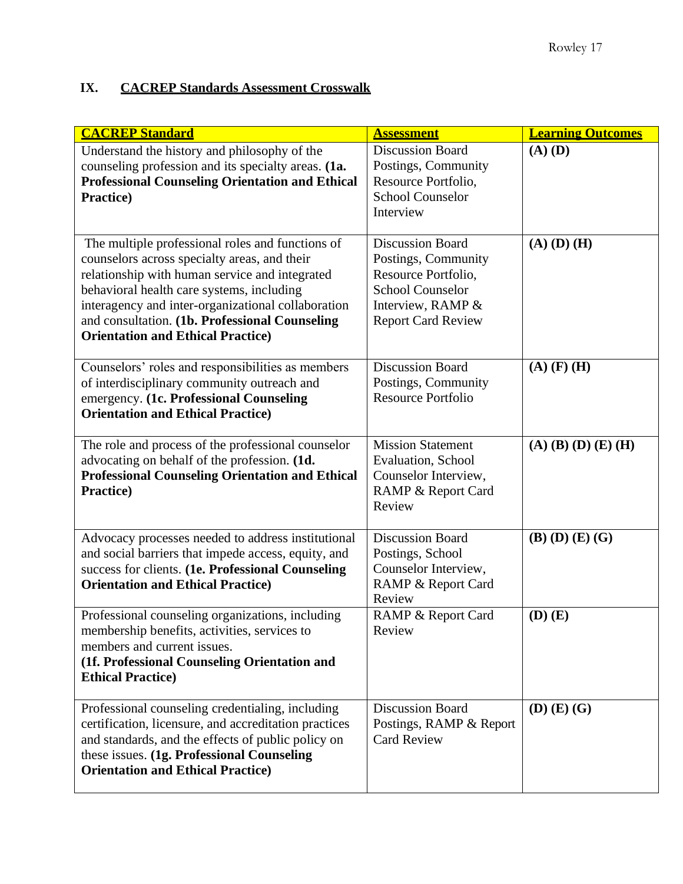## IX. <u>CACREP Standards Assessment Crosswalk</u>

| **CACREP Standard** | **Assessment** | **Learning Outcomes** |
|---|---|---|
| Understand the history and philosophy of the counseling profession and its specialty areas. **(1a. Professional Counseling Orientation and Ethical Practice)** | Discussion Board Postings, Community Resource Portfolio, School Counselor Interview | **(A) (D)** |
| The multiple professional roles and functions of counselors across specialty areas, and their relationship with human service and integrated behavioral health care systems, including interagency and inter-organizational collaboration and consultation. **(1b. Professional Counseling Orientation and Ethical Practice)** | Discussion Board Postings, Community Resource Portfolio, School Counselor Interview, RAMP & Report Card Review | **(A) (D) (H)** |
| Counselors' roles and responsibilities as members of interdisciplinary community outreach and emergency. **(1c. Professional Counseling Orientation and Ethical Practice)** | Discussion Board Postings, Community Resource Portfolio | **(A) (F) (H)** |
| The role and process of the professional counselor advocating on behalf of the profession. **(1d. Professional Counseling Orientation and Ethical Practice)** | Mission Statement Evaluation, School Counselor Interview, RAMP & Report Card Review | **(A) (B) (D) (E) (H)** |
| Advocacy processes needed to address institutional and social barriers that impede access, equity, and success for clients. **(1e. Professional Counseling Orientation and Ethical Practice)** | Discussion Board Postings, School Counselor Interview, RAMP & Report Card Review | **(B) (D) (E) (G)** |
| Professional counseling organizations, including membership benefits, activities, services to members and current issues. **(1f. Professional Counseling Orientation and Ethical Practice)** | RAMP & Report Card Review | **(D) (E)** |
| Professional counseling credentialing, including certification, licensure, and accreditation practices and standards, and the effects of public policy on these issues. **(1g. Professional Counseling Orientation and Ethical Practice)** | Discussion Board Postings, RAMP & Report Card Review | **(D) (E) (G)** |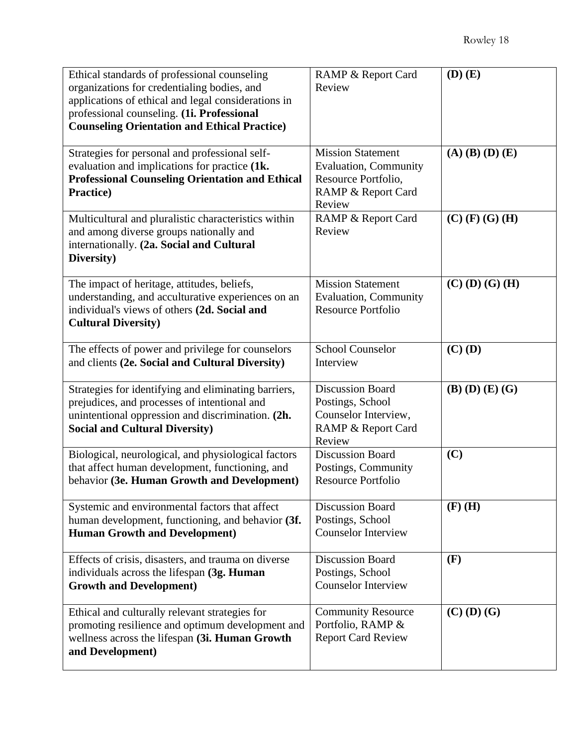| | | |
|---|---|---|
| Ethical standards of professional counseling organizations for credentialing bodies, and applications of ethical and legal considerations in professional counseling. **(1i. Professional Counseling Orientation and Ethical Practice)** | RAMP & Report Card Review | **(D) (E)** |
| Strategies for personal and professional self-evaluation and implications for practice **(1k. Professional Counseling Orientation and Ethical Practice)** | Mission Statement Evaluation, Community Resource Portfolio, RAMP & Report Card Review | **(A) (B) (D) (E)** |
| Multicultural and pluralistic characteristics within and among diverse groups nationally and internationally. **(2a. Social and Cultural Diversity)** | RAMP & Report Card Review | **(C) (F) (G) (H)** |
| The impact of heritage, attitudes, beliefs, understanding, and acculturative experiences on an individual's views of others **(2d. Social and Cultural Diversity)** | Mission Statement Evaluation, Community Resource Portfolio | **(C) (D) (G) (H)** |
| The effects of power and privilege for counselors and clients **(2e. Social and Cultural Diversity)** | School Counselor Interview | **(C) (D)** |
| Strategies for identifying and eliminating barriers, prejudices, and processes of intentional and unintentional oppression and discrimination. **(2h. Social and Cultural Diversity)** | Discussion Board Postings, School Counselor Interview, RAMP & Report Card Review | **(B) (D) (E) (G)** |
| Biological, neurological, and physiological factors that affect human development, functioning, and behavior **(3e. Human Growth and Development)** | Discussion Board Postings, Community Resource Portfolio | **(C)** |
| Systemic and environmental factors that affect human development, functioning, and behavior **(3f. Human Growth and Development)** | Discussion Board Postings, School Counselor Interview | **(F) (H)** |
| Effects of crisis, disasters, and trauma on diverse individuals across the lifespan **(3g. Human Growth and Development)** | Discussion Board Postings, School Counselor Interview | **(F)** |
| Ethical and culturally relevant strategies for promoting resilience and optimum development and wellness across the lifespan **(3i. Human Growth and Development)** | Community Resource Portfolio, RAMP & Report Card Review | **(C) (D) (G)** |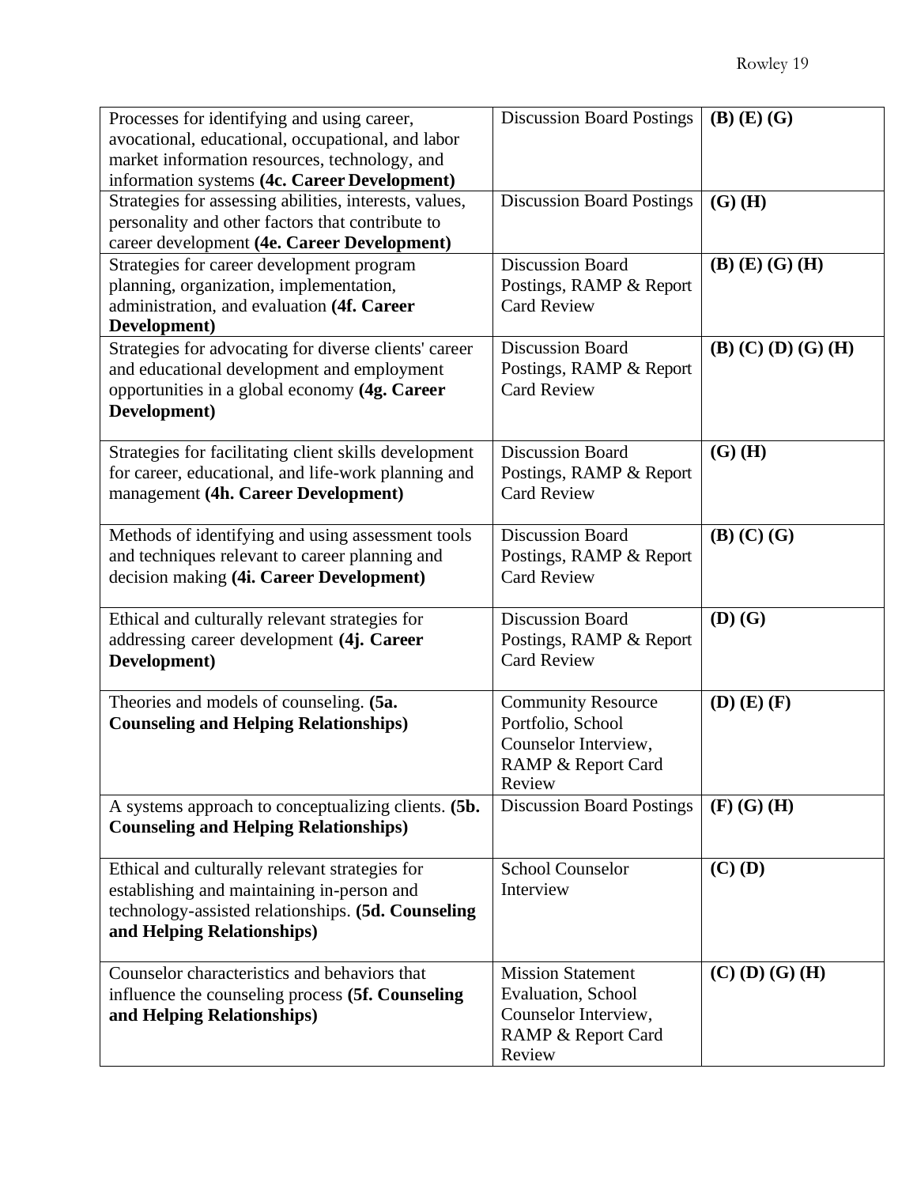| | | |
|---|---|---|
| Processes for identifying and using career, avocational, educational, occupational, and labor market information resources, technology, and information systems **(4c. Career Development)** | Discussion Board Postings | **(B) (E) (G)** |
| Strategies for assessing abilities, interests, values, personality and other factors that contribute to career development **(4e. Career Development)** | Discussion Board Postings | **(G) (H)** |
| Strategies for career development program planning, organization, implementation, administration, and evaluation **(4f. Career Development)** | Discussion Board Postings, RAMP & Report Card Review | **(B) (E) (G) (H)** |
| Strategies for advocating for diverse clients' career and educational development and employment opportunities in a global economy **(4g. Career Development)** | Discussion Board Postings, RAMP & Report Card Review | **(B) (C) (D) (G) (H)** |
| Strategies for facilitating client skills development for career, educational, and life-work planning and management **(4h. Career Development)** | Discussion Board Postings, RAMP & Report Card Review | **(G) (H)** |
| Methods of identifying and using assessment tools and techniques relevant to career planning and decision making **(4i. Career Development)** | Discussion Board Postings, RAMP & Report Card Review | **(B) (C) (G)** |
| Ethical and culturally relevant strategies for addressing career development **(4j. Career Development)** | Discussion Board Postings, RAMP & Report Card Review | **(D) (G)** |
| Theories and models of counseling. **(5a. Counseling and Helping Relationships)** | Community Resource Portfolio, School Counselor Interview, RAMP & Report Card Review | **(D) (E) (F)** |
| A systems approach to conceptualizing clients. **(5b. Counseling and Helping Relationships)** | Discussion Board Postings | **(F) (G) (H)** |
| Ethical and culturally relevant strategies for establishing and maintaining in-person and technology-assisted relationships. **(5d. Counseling and Helping Relationships)** | School Counselor Interview | **(C) (D)** |
| Counselor characteristics and behaviors that influence the counseling process **(5f. Counseling and Helping Relationships)** | Mission Statement Evaluation, School Counselor Interview, RAMP & Report Card Review | **(C) (D) (G) (H)** |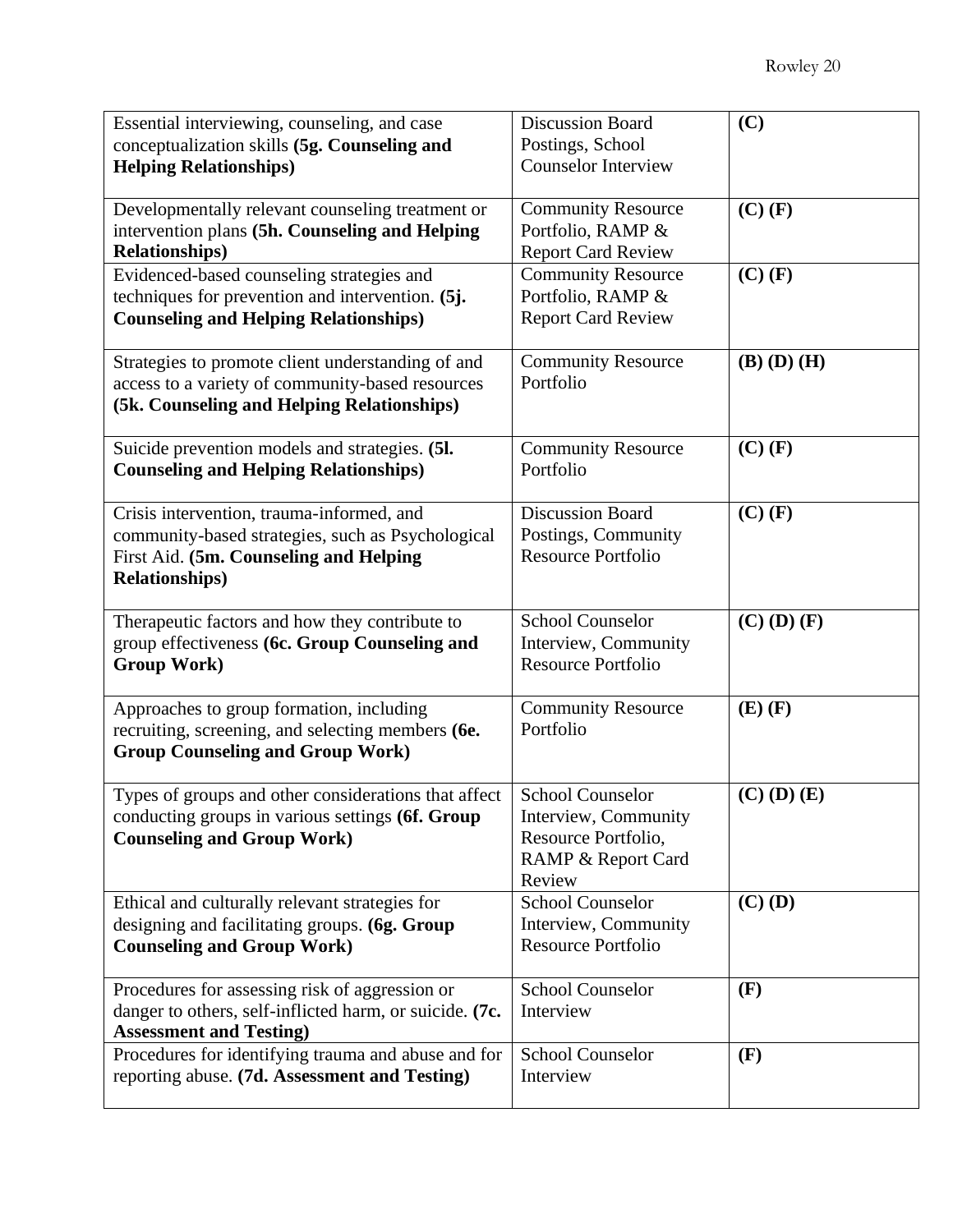| Essential interviewing, counseling, and case conceptualization skills **(5g. Counseling and Helping Relationships)** | Discussion Board Postings, School Counselor Interview | **(C)** |
|---|---|---|
| Developmentally relevant counseling treatment or intervention plans **(5h. Counseling and Helping Relationships)** | Community Resource Portfolio, RAMP & Report Card Review | **(C) (F)** |
| Evidenced-based counseling strategies and techniques for prevention and intervention. **(5j. Counseling and Helping Relationships)** | Community Resource Portfolio, RAMP & Report Card Review | **(C) (F)** |
| Strategies to promote client understanding of and access to a variety of community-based resources **(5k. Counseling and Helping Relationships)** | Community Resource Portfolio | **(B) (D) (H)** |
| Suicide prevention models and strategies. **(5l. Counseling and Helping Relationships)** | Community Resource Portfolio | **(C) (F)** |
| Crisis intervention, trauma-informed, and community-based strategies, such as Psychological First Aid. **(5m. Counseling and Helping Relationships)** | Discussion Board Postings, Community Resource Portfolio | **(C) (F)** |
| Therapeutic factors and how they contribute to group effectiveness **(6c. Group Counseling and Group Work)** | School Counselor Interview, Community Resource Portfolio | **(C) (D) (F)** |
| Approaches to group formation, including recruiting, screening, and selecting members **(6e. Group Counseling and Group Work)** | Community Resource Portfolio | **(E) (F)** |
| Types of groups and other considerations that affect conducting groups in various settings **(6f. Group Counseling and Group Work)** | School Counselor Interview, Community Resource Portfolio, RAMP & Report Card Review | **(C) (D) (E)** |
| Ethical and culturally relevant strategies for designing and facilitating groups. **(6g. Group Counseling and Group Work)** | School Counselor Interview, Community Resource Portfolio | **(C) (D)** |
| Procedures for assessing risk of aggression or danger to others, self-inflicted harm, or suicide. **(7c. Assessment and Testing)** | School Counselor Interview | **(F)** |
| Procedures for identifying trauma and abuse and for reporting abuse. **(7d. Assessment and Testing)** | School Counselor Interview | **(F)** |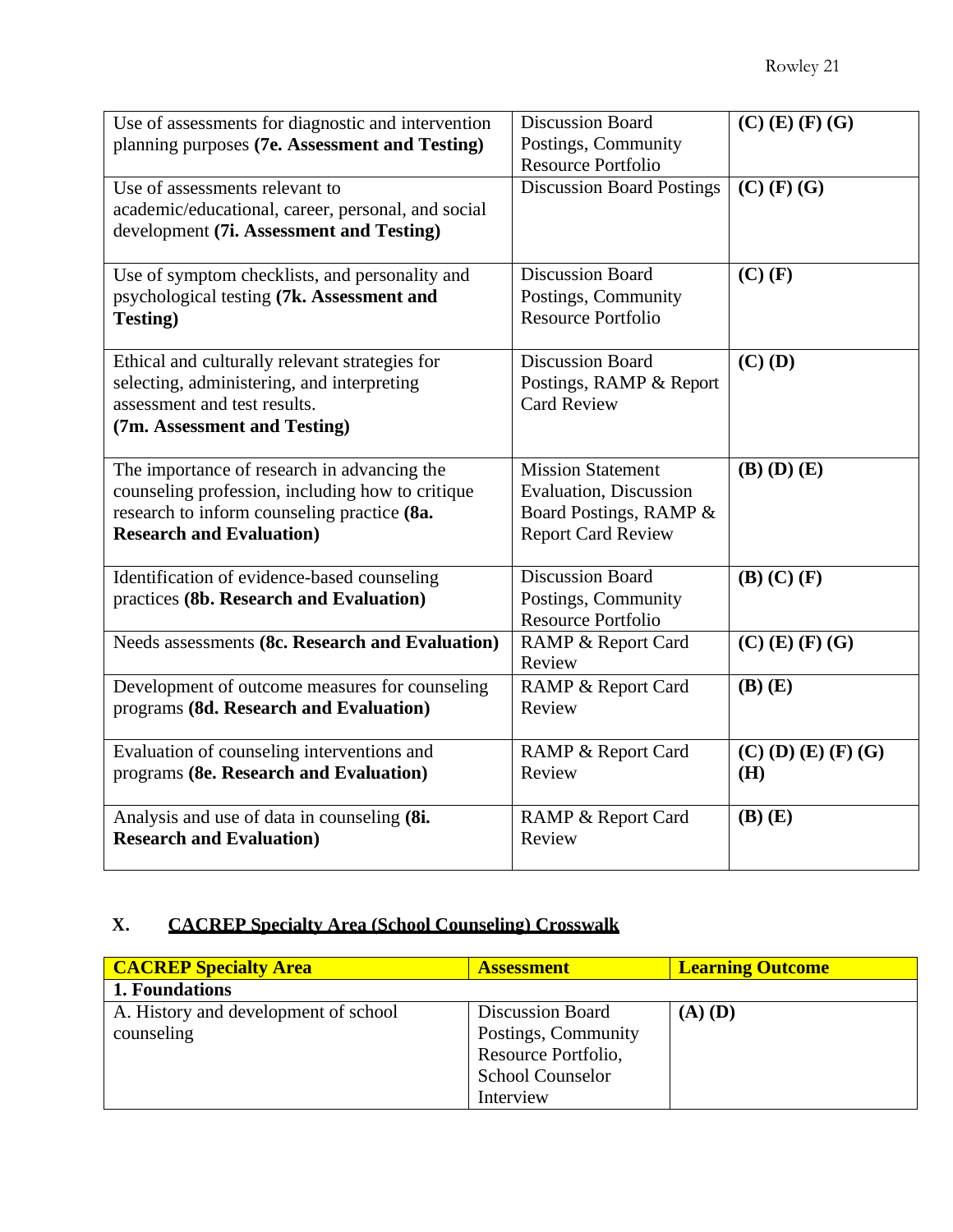| Use of assessments for diagnostic and intervention planning purposes **(7e. Assessment and Testing)** | Discussion Board Postings, Community Resource Portfolio | **(C) (E) (F) (G)** |
|---|---|---|
| Use of assessments relevant to academic/educational, career, personal, and social development **(7i. Assessment and Testing)** | Discussion Board Postings | **(C) (F) (G)** |
| Use of symptom checklists, and personality and psychological testing **(7k. Assessment and Testing)** | Discussion Board Postings, Community Resource Portfolio | **(C) (F)** |
| Ethical and culturally relevant strategies for selecting, administering, and interpreting assessment and test results. **(7m. Assessment and Testing)** | Discussion Board Postings, RAMP & Report Card Review | **(C) (D)** |
| The importance of research in advancing the counseling profession, including how to critique research to inform counseling practice **(8a. Research and Evaluation)** | Mission Statement Evaluation, Discussion Board Postings, RAMP & Report Card Review | **(B) (D) (E)** |
| Identification of evidence-based counseling practices **(8b. Research and Evaluation)** | Discussion Board Postings, Community Resource Portfolio | **(B) (C) (F)** |
| Needs assessments **(8c. Research and Evaluation)** | RAMP & Report Card Review | **(C) (E) (F) (G)** |
| Development of outcome measures for counseling programs **(8d. Research and Evaluation)** | RAMP & Report Card Review | **(B) (E)** |
| Evaluation of counseling interventions and programs **(8e. Research and Evaluation)** | RAMP & Report Card Review | **(C) (D) (E) (F) (G) (H)** |
| Analysis and use of data in counseling **(8i. Research and Evaluation)** | RAMP & Report Card Review | **(B) (E)** |

## X. CACREP Specialty Area (School Counseling) Crosswalk

| **CACREP Specialty Area** | **Assessment** | **Learning Outcome** |
|---|---|---|
| **1. Foundations** | | |
| A. History and development of school counseling | Discussion Board Postings, Community Resource Portfolio, School Counselor Interview | **(A) (D)** |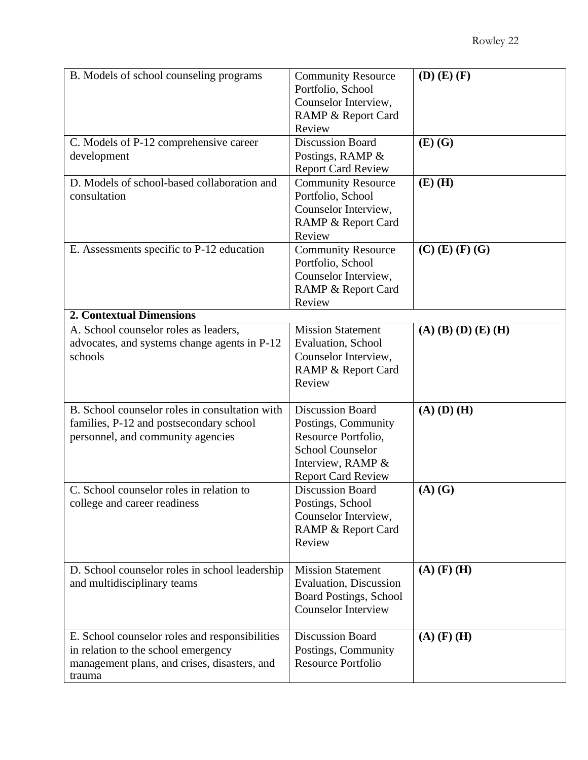| | | |
|---|---|---|
| B. Models of school counseling programs | Community Resource Portfolio, School Counselor Interview, RAMP & Report Card Review | **(D) (E) (F)** |
| C. Models of P-12 comprehensive career development | Discussion Board Postings, RAMP & Report Card Review | **(E) (G)** |
| D. Models of school-based collaboration and consultation | Community Resource Portfolio, School Counselor Interview, RAMP & Report Card Review | **(E) (H)** |
| E. Assessments specific to P-12 education | Community Resource Portfolio, School Counselor Interview, RAMP & Report Card Review | **(C) (E) (F) (G)** |
| **2. Contextual Dimensions** | | |
| A. School counselor roles as leaders, advocates, and systems change agents in P-12 schools | Mission Statement Evaluation, School Counselor Interview, RAMP & Report Card Review | **(A) (B) (D) (E) (H)** |
| B. School counselor roles in consultation with families, P-12 and postsecondary school personnel, and community agencies | Discussion Board Postings, Community Resource Portfolio, School Counselor Interview, RAMP & Report Card Review | **(A) (D) (H)** |
| C. School counselor roles in relation to college and career readiness | Discussion Board Postings, School Counselor Interview, RAMP & Report Card Review | **(A) (G)** |
| D. School counselor roles in school leadership and multidisciplinary teams | Mission Statement Evaluation, Discussion Board Postings, School Counselor Interview | **(A) (F) (H)** |
| E. School counselor roles and responsibilities in relation to the school emergency management plans, and crises, disasters, and trauma | Discussion Board Postings, Community Resource Portfolio | **(A) (F) (H)** |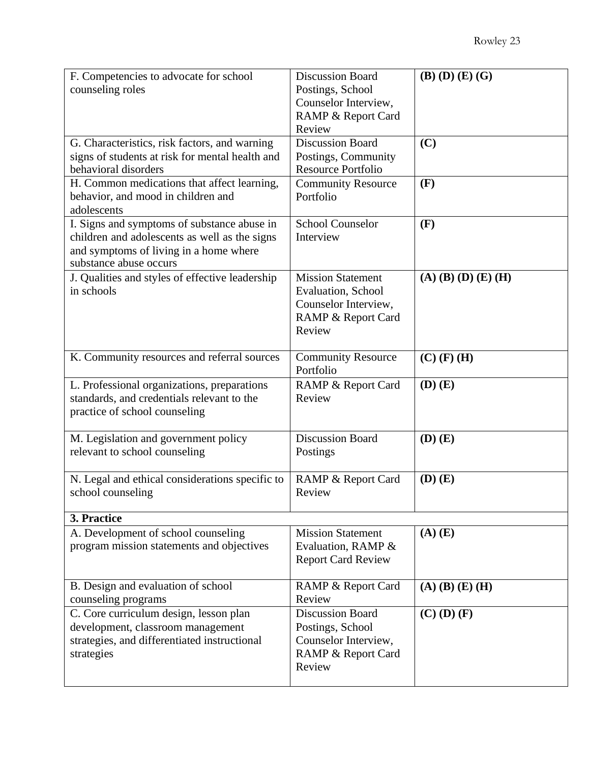| F. Competencies to advocate for school counseling roles | Discussion Board Postings, School Counselor Interview, RAMP & Report Card Review | **(B) (D) (E) (G)** |
|---|---|---|
| G. Characteristics, risk factors, and warning signs of students at risk for mental health and behavioral disorders | Discussion Board Postings, Community Resource Portfolio | **(C)** |
| H. Common medications that affect learning, behavior, and mood in children and adolescents | Community Resource Portfolio | **(F)** |
| I. Signs and symptoms of substance abuse in children and adolescents as well as the signs and symptoms of living in a home where substance abuse occurs | School Counselor Interview | **(F)** |
| J. Qualities and styles of effective leadership in schools | Mission Statement Evaluation, School Counselor Interview, RAMP & Report Card Review | **(A) (B) (D) (E) (H)** |
| K. Community resources and referral sources | Community Resource Portfolio | **(C) (F) (H)** |
| L. Professional organizations, preparations standards, and credentials relevant to the practice of school counseling | RAMP & Report Card Review | **(D) (E)** |
| M. Legislation and government policy relevant to school counseling | Discussion Board Postings | **(D) (E)** |
| N. Legal and ethical considerations specific to school counseling | RAMP & Report Card Review | **(D) (E)** |
| **3. Practice** | | |
| A. Development of school counseling program mission statements and objectives | Mission Statement Evaluation, RAMP & Report Card Review | **(A) (E)** |
| B. Design and evaluation of school counseling programs | RAMP & Report Card Review | **(A) (B) (E) (H)** |
| C. Core curriculum design, lesson plan development, classroom management strategies, and differentiated instructional strategies | Discussion Board Postings, School Counselor Interview, RAMP & Report Card Review | **(C) (D) (F)** |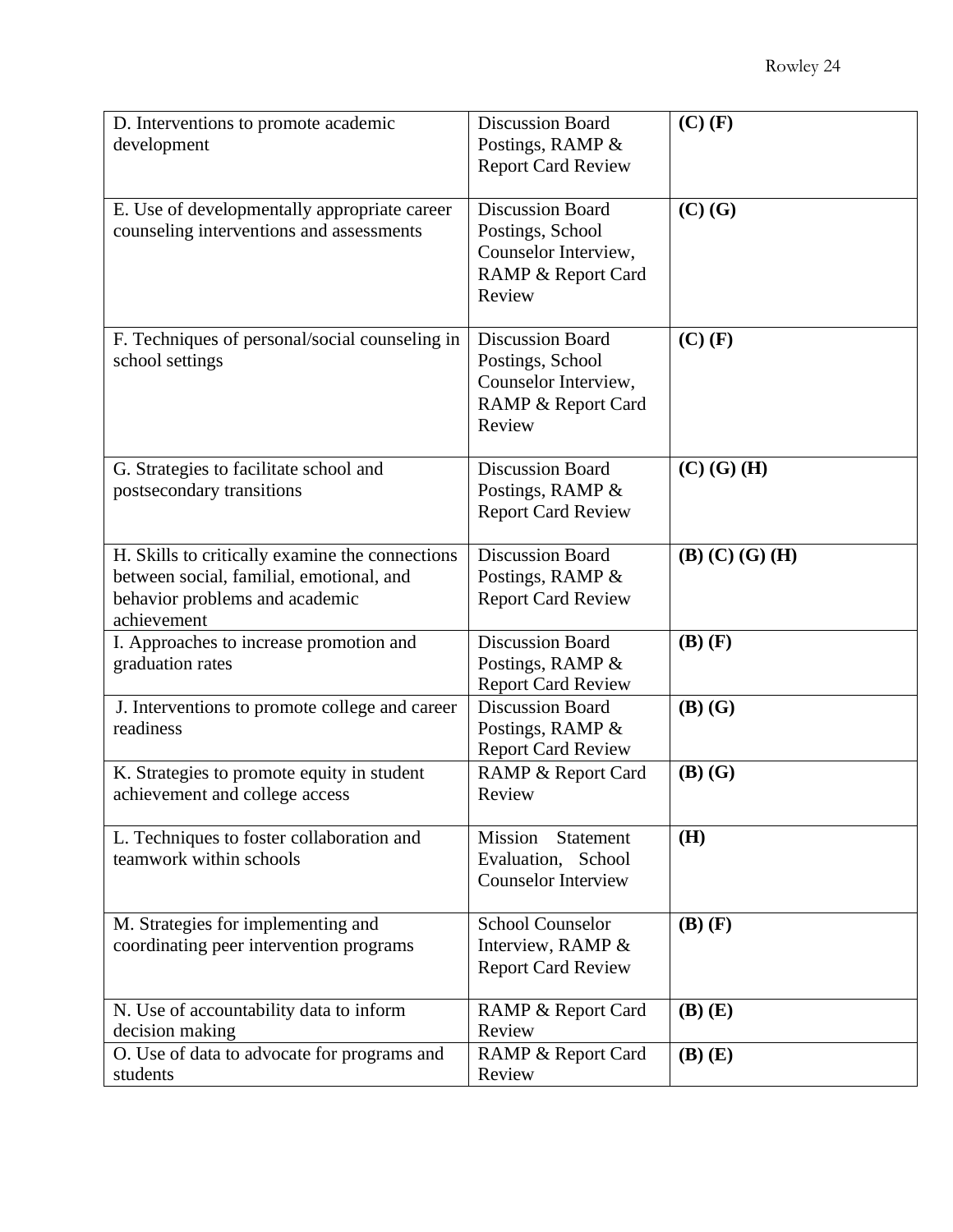| | | |
|---|---|---|
| D. Interventions to promote academic development | Discussion Board Postings, RAMP & Report Card Review | **(C) (F)** |
| E. Use of developmentally appropriate career counseling interventions and assessments | Discussion Board Postings, School Counselor Interview, RAMP & Report Card Review | **(C) (G)** |
| F. Techniques of personal/social counseling in school settings | Discussion Board Postings, School Counselor Interview, RAMP & Report Card Review | **(C) (F)** |
| G. Strategies to facilitate school and postsecondary transitions | Discussion Board Postings, RAMP & Report Card Review | **(C) (G) (H)** |
| H. Skills to critically examine the connections between social, familial, emotional, and behavior problems and academic achievement | Discussion Board Postings, RAMP & Report Card Review | **(B) (C) (G) (H)** |
| I. Approaches to increase promotion and graduation rates | Discussion Board Postings, RAMP & Report Card Review | **(B) (F)** |
| J. Interventions to promote college and career readiness | Discussion Board Postings, RAMP & Report Card Review | **(B) (G)** |
| K. Strategies to promote equity in student achievement and college access | RAMP & Report Card Review | **(B) (G)** |
| L. Techniques to foster collaboration and teamwork within schools | Mission Statement Evaluation, School Counselor Interview | **(H)** |
| M. Strategies for implementing and coordinating peer intervention programs | School Counselor Interview, RAMP & Report Card Review | **(B) (F)** |
| N. Use of accountability data to inform decision making | RAMP & Report Card Review | **(B) (E)** |
| O. Use of data to advocate for programs and students | RAMP & Report Card Review | **(B) (E)** |